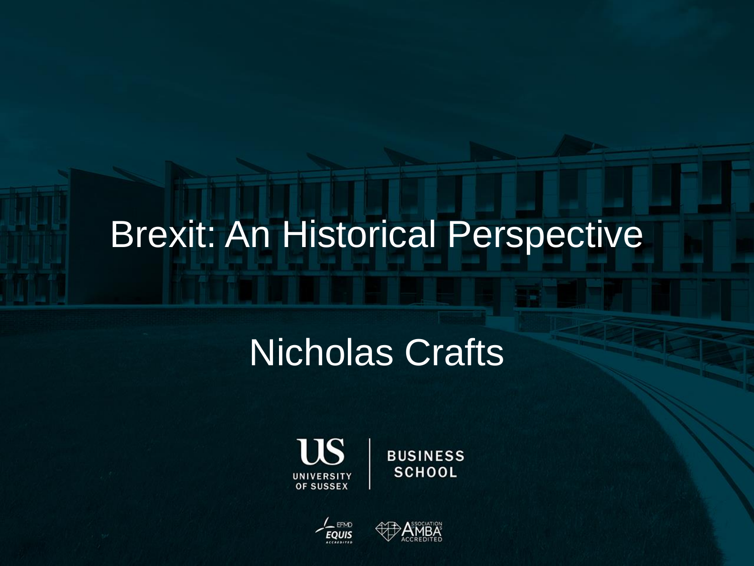# Brexit: An Historical Perspective

Nicholas Crafts

UNIVERSITY OF SUSSEX | BUSINESS SCHOOL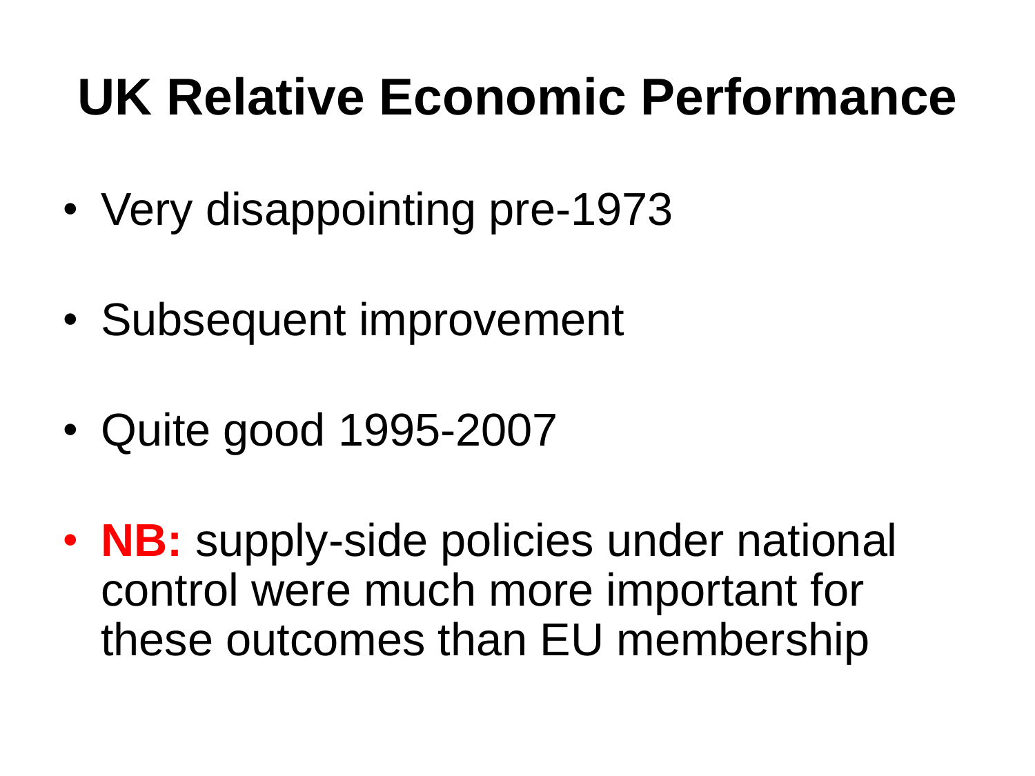# UK Relative Economic Performance

- Very disappointing pre-1973
- Subsequent improvement
- Quite good 1995-2007
- **NB:** supply-side policies under national control were much more important for these outcomes than EU membership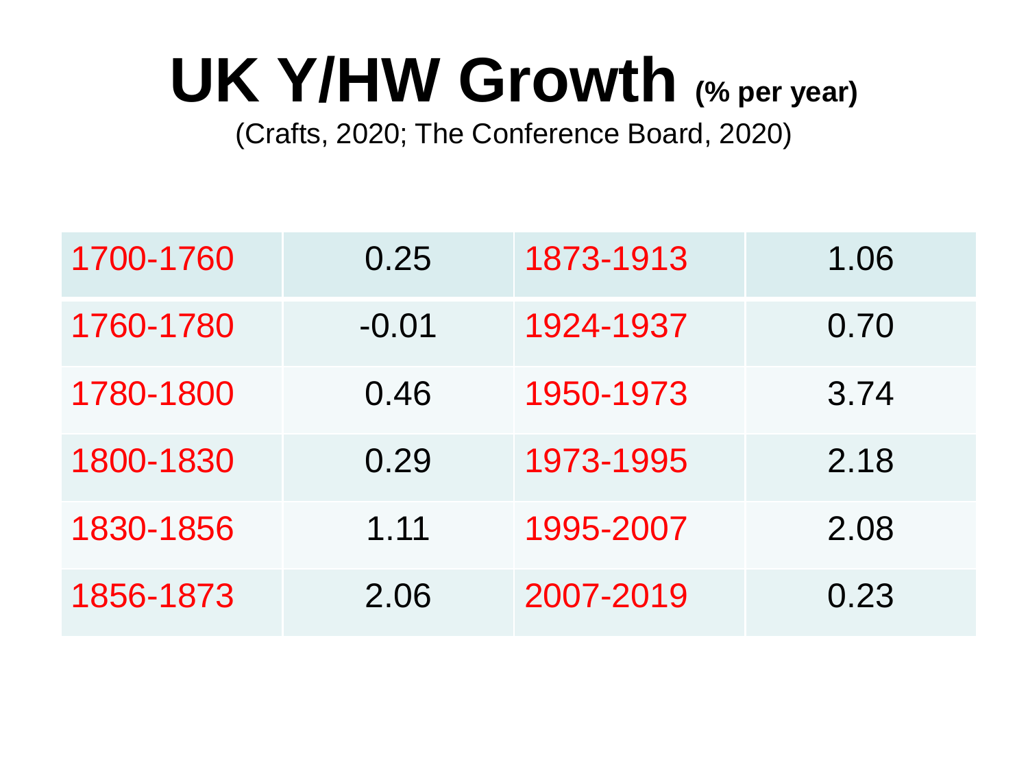# UK Y/HW Growth (% per year)

(Crafts, 2020; The Conference Board, 2020)

| | | | |
|---|---|---|---|
| 1700-1760 | 0.25 | 1873-1913 | 1.06 |
| 1760-1780 | -0.01 | 1924-1937 | 0.70 |
| 1780-1800 | 0.46 | 1950-1973 | 3.74 |
| 1800-1830 | 0.29 | 1973-1995 | 2.18 |
| 1830-1856 | 1.11 | 1995-2007 | 2.08 |
| 1856-1873 | 2.06 | 2007-2019 | 0.23 |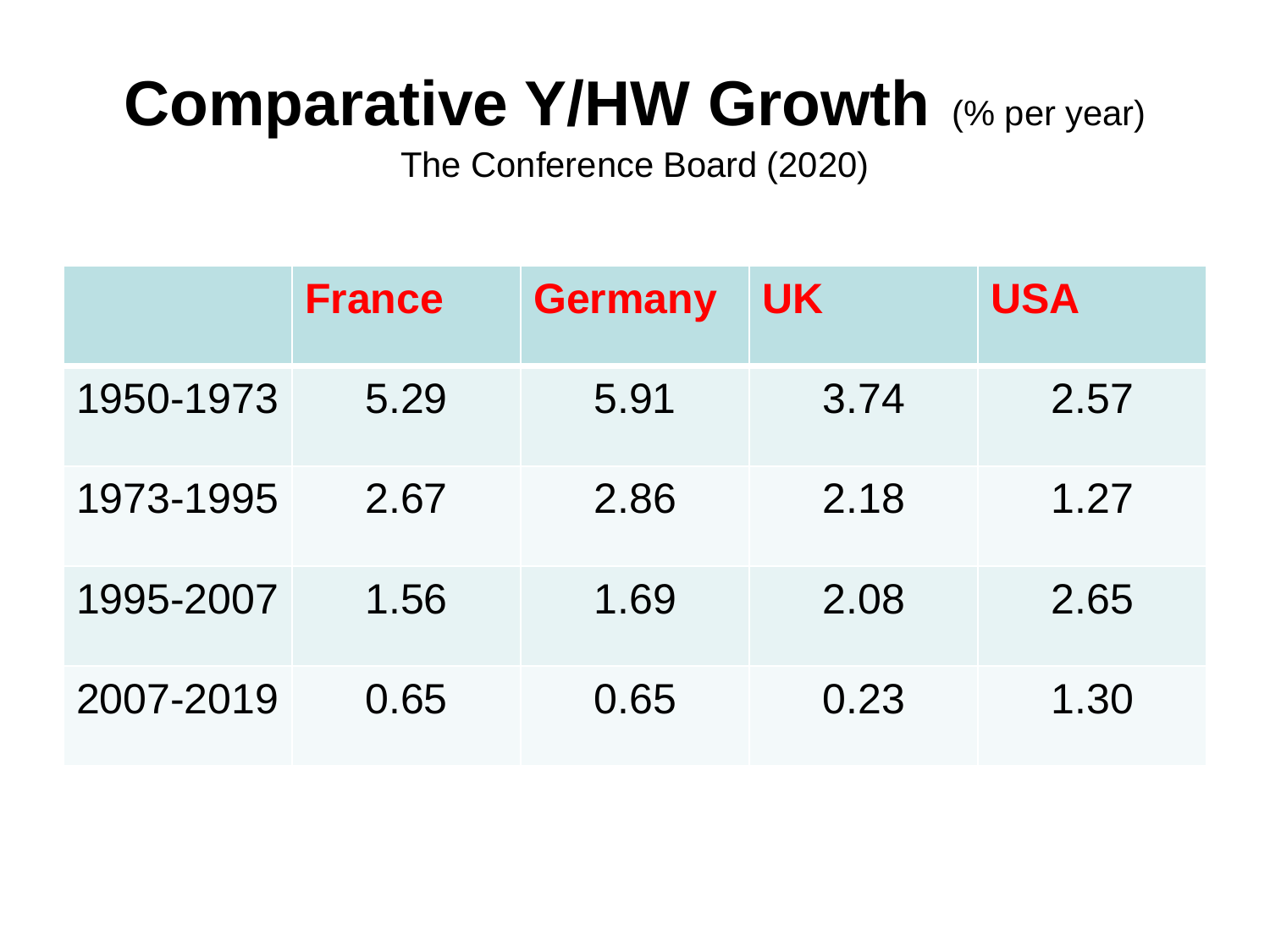# Comparative Y/HW Growth (% per year)

The Conference Board (2020)

| | France | Germany | UK | USA |
|---|---|---|---|---|
| 1950-1973 | 5.29 | 5.91 | 3.74 | 2.57 |
| 1973-1995 | 2.67 | 2.86 | 2.18 | 1.27 |
| 1995-2007 | 1.56 | 1.69 | 2.08 | 2.65 |
| 2007-2019 | 0.65 | 0.65 | 0.23 | 1.30 |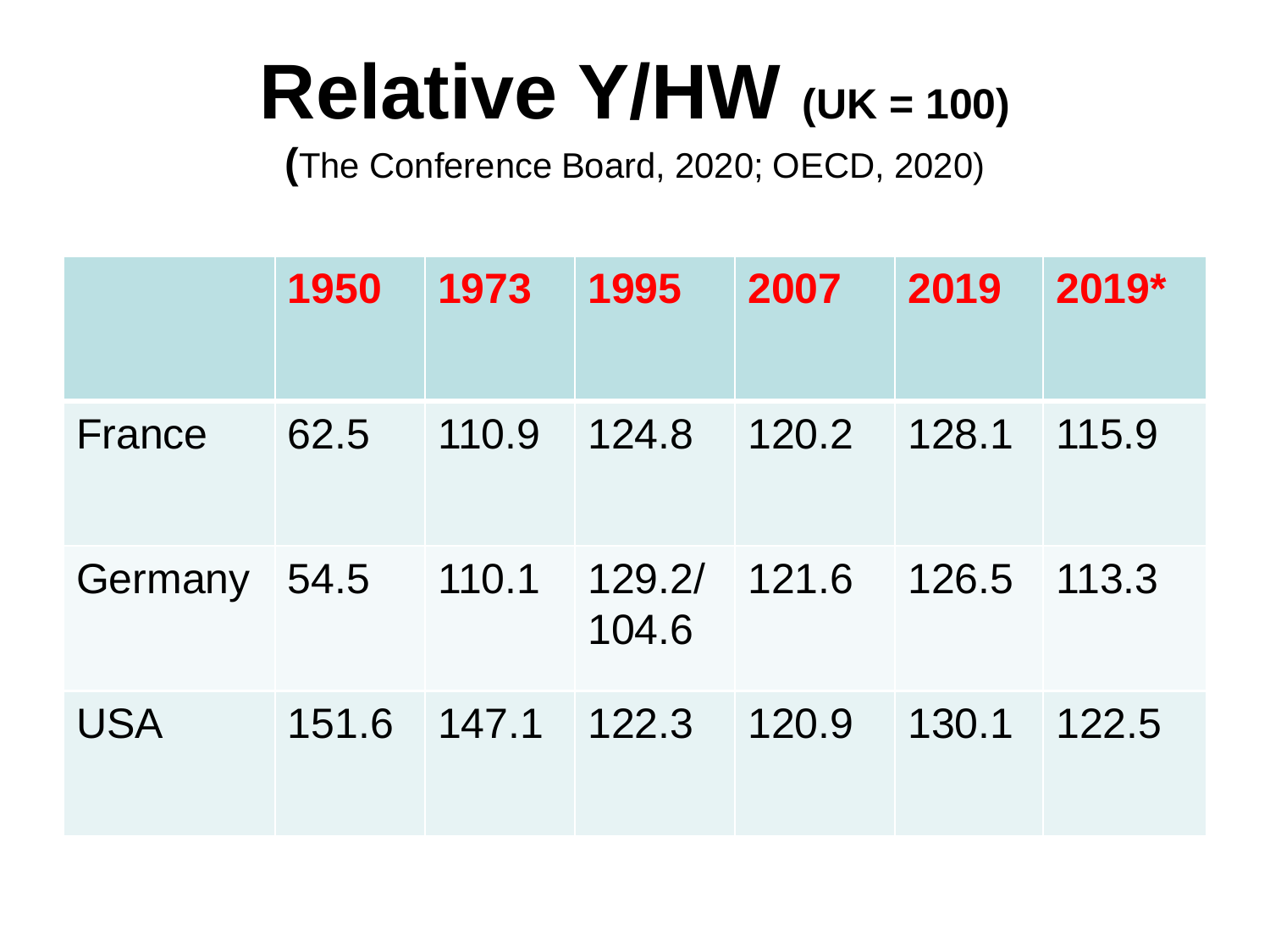# Relative Y/HW (UK = 100)

(The Conference Board, 2020; OECD, 2020)

| | 1950 | 1973 | 1995 | 2007 | 2019 | 2019* |
|---|---|---|---|---|---|---|
| France | 62.5 | 110.9 | 124.8 | 120.2 | 128.1 | 115.9 |
| Germany | 54.5 | 110.1 | 129.2/ 104.6 | 121.6 | 126.5 | 113.3 |
| USA | 151.6 | 147.1 | 122.3 | 120.9 | 130.1 | 122.5 |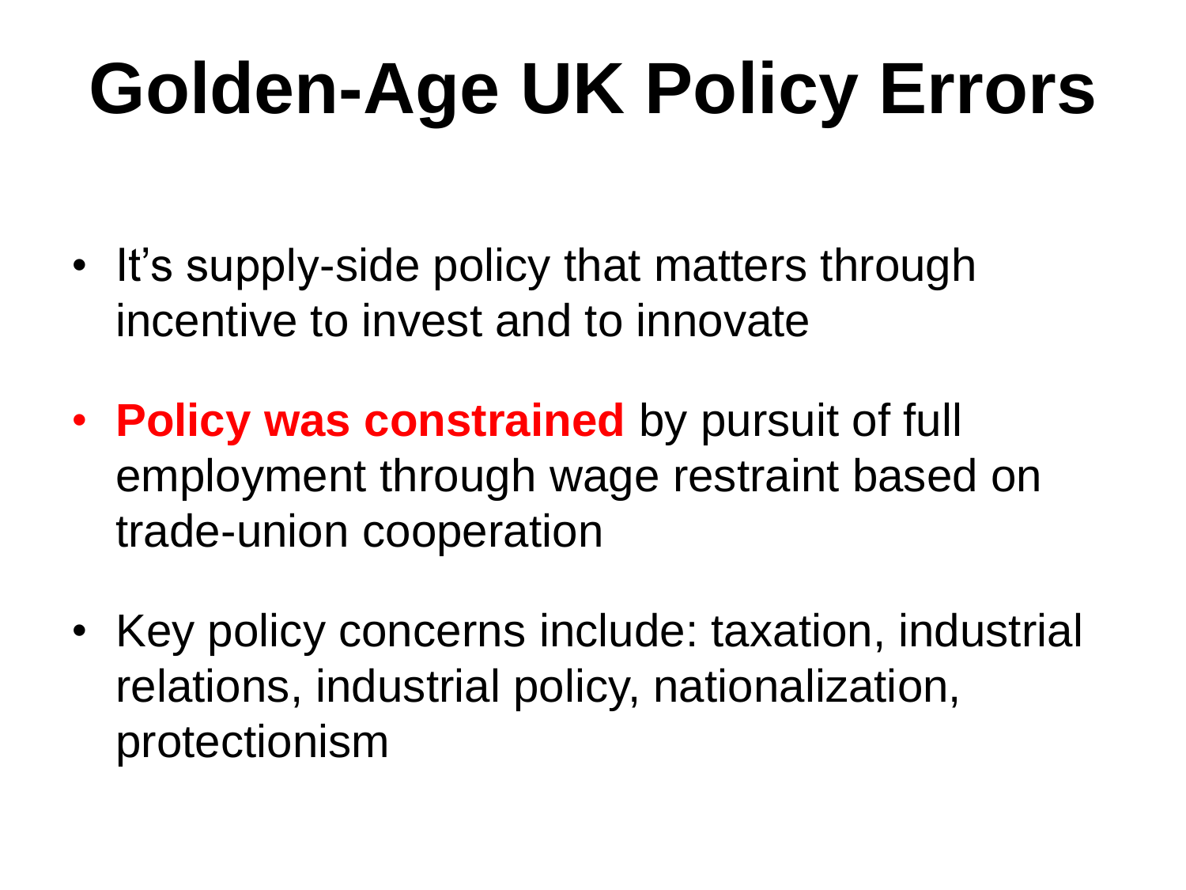# Golden-Age UK Policy Errors

- It's supply-side policy that matters through incentive to invest and to innovate
- **Policy was constrained** by pursuit of full employment through wage restraint based on trade-union cooperation
- Key policy concerns include: taxation, industrial relations, industrial policy, nationalization, protectionism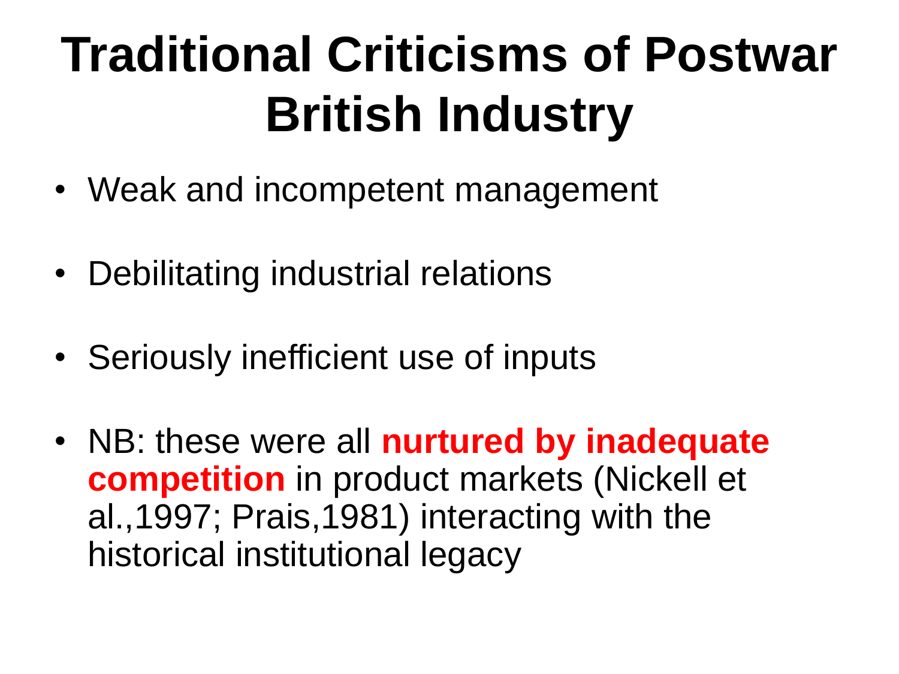# Traditional Criticisms of Postwar British Industry

- Weak and incompetent management
- Debilitating industrial relations
- Seriously inefficient use of inputs
- NB: these were all **nurtured by inadequate competition** in product markets (Nickell et al.,1997; Prais,1981) interacting with the historical institutional legacy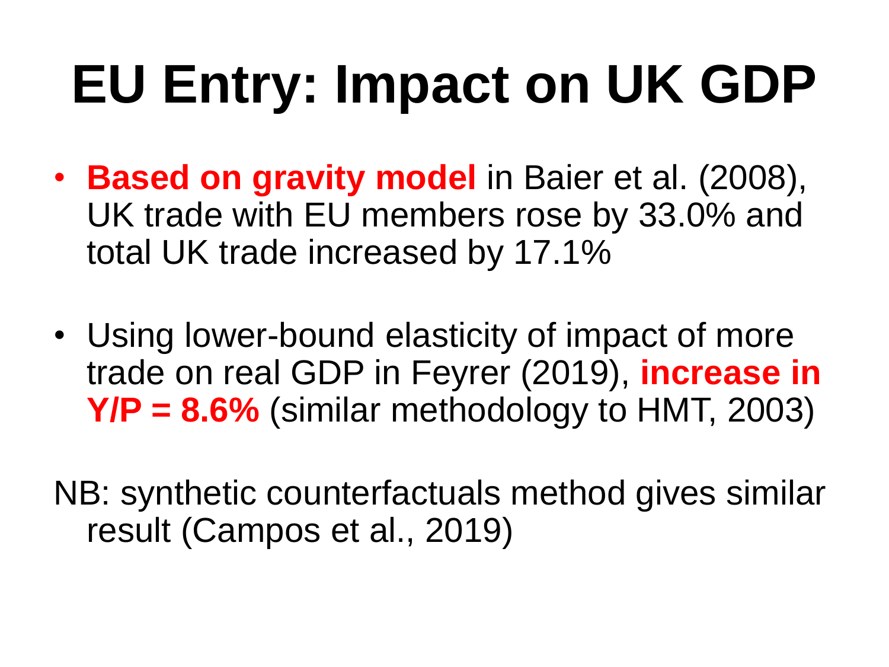# EU Entry: Impact on UK GDP

- **Based on gravity model** in Baier et al. (2008), UK trade with EU members rose by 33.0% and total UK trade increased by 17.1%

- Using lower-bound elasticity of impact of more trade on real GDP in Feyrer (2019), **increase in Y/P = 8.6%** (similar methodology to HMT, 2003)

NB: synthetic counterfactuals method gives similar result (Campos et al., 2019)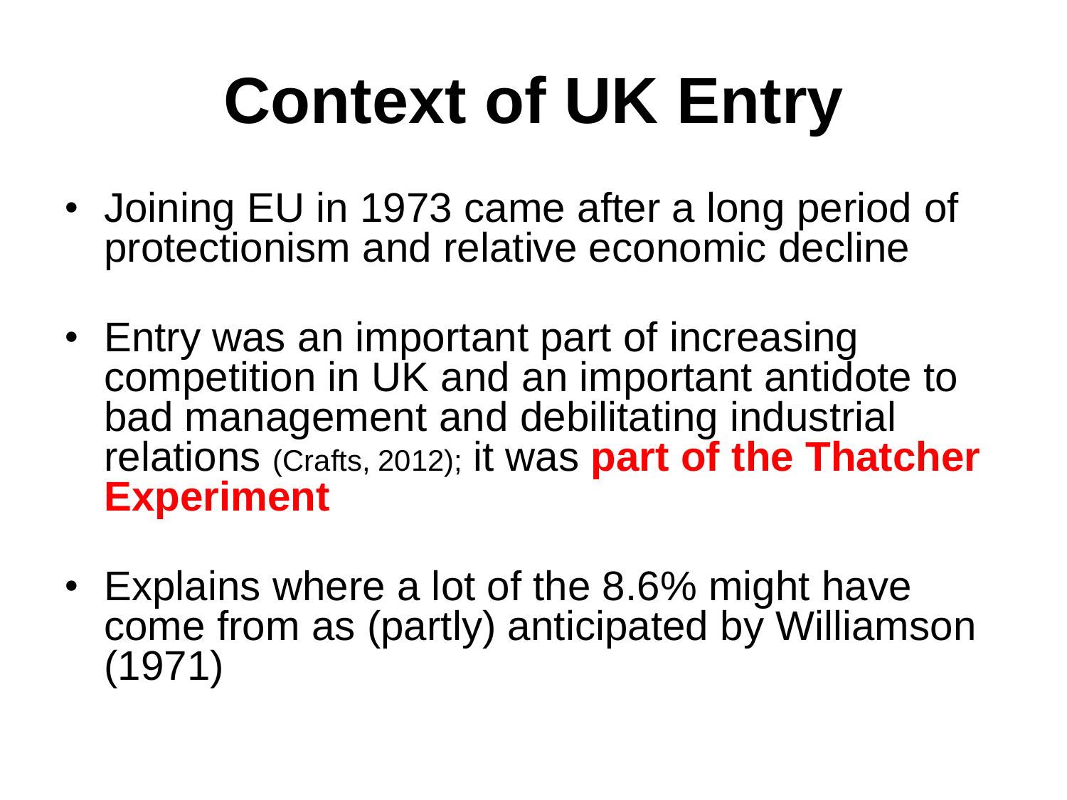# Context of UK Entry

- Joining EU in 1973 came after a long period of protectionism and relative economic decline
- Entry was an important part of increasing competition in UK and an important antidote to bad management and debilitating industrial relations (Crafts, 2012); it was **part of the Thatcher Experiment**
- Explains where a lot of the 8.6% might have come from as (partly) anticipated by Williamson (1971)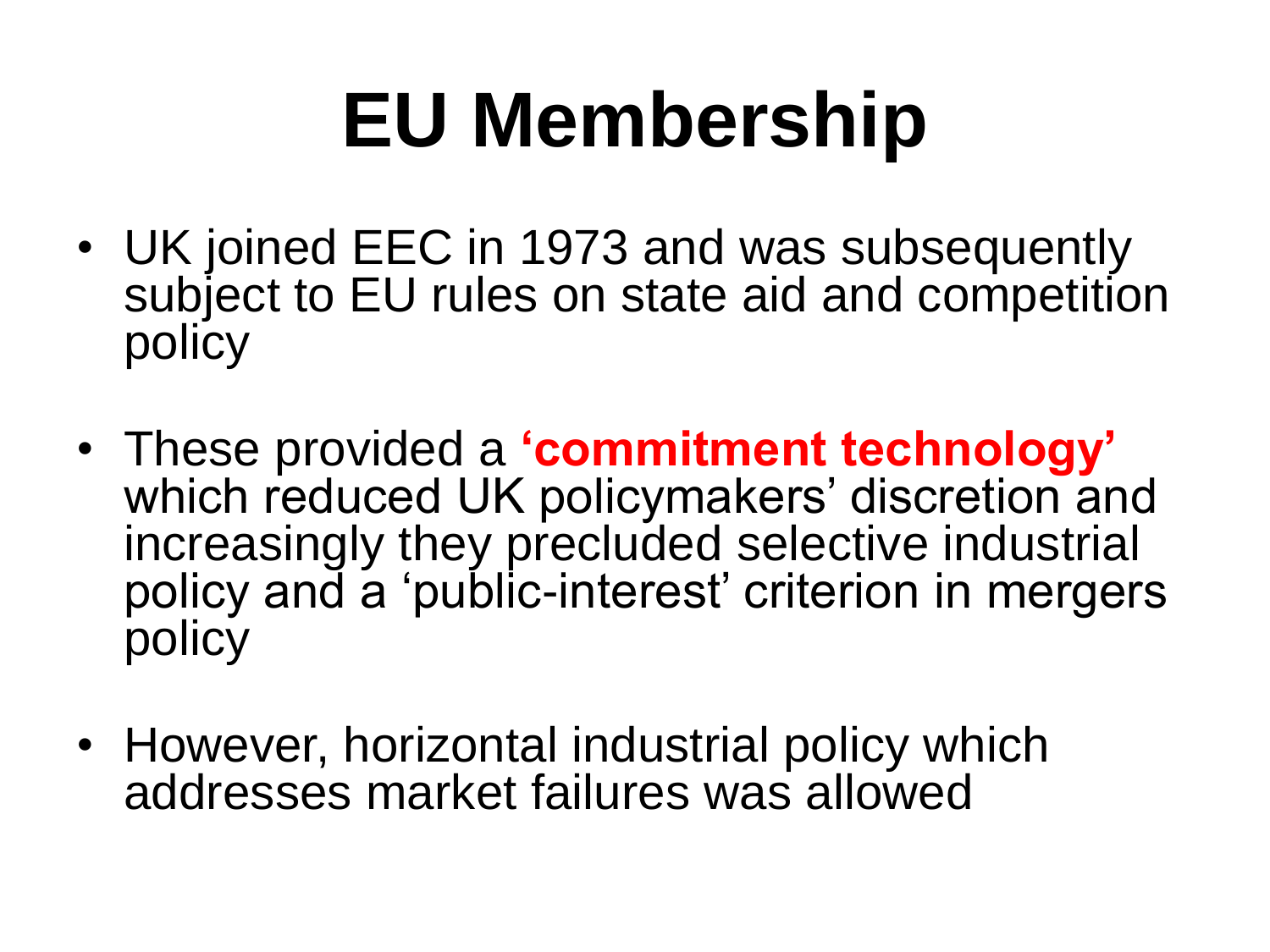# EU Membership

- UK joined EEC in 1973 and was subsequently subject to EU rules on state aid and competition policy
- These provided a **'commitment technology'** which reduced UK policymakers' discretion and increasingly they precluded selective industrial policy and a 'public-interest' criterion in mergers policy
- However, horizontal industrial policy which addresses market failures was allowed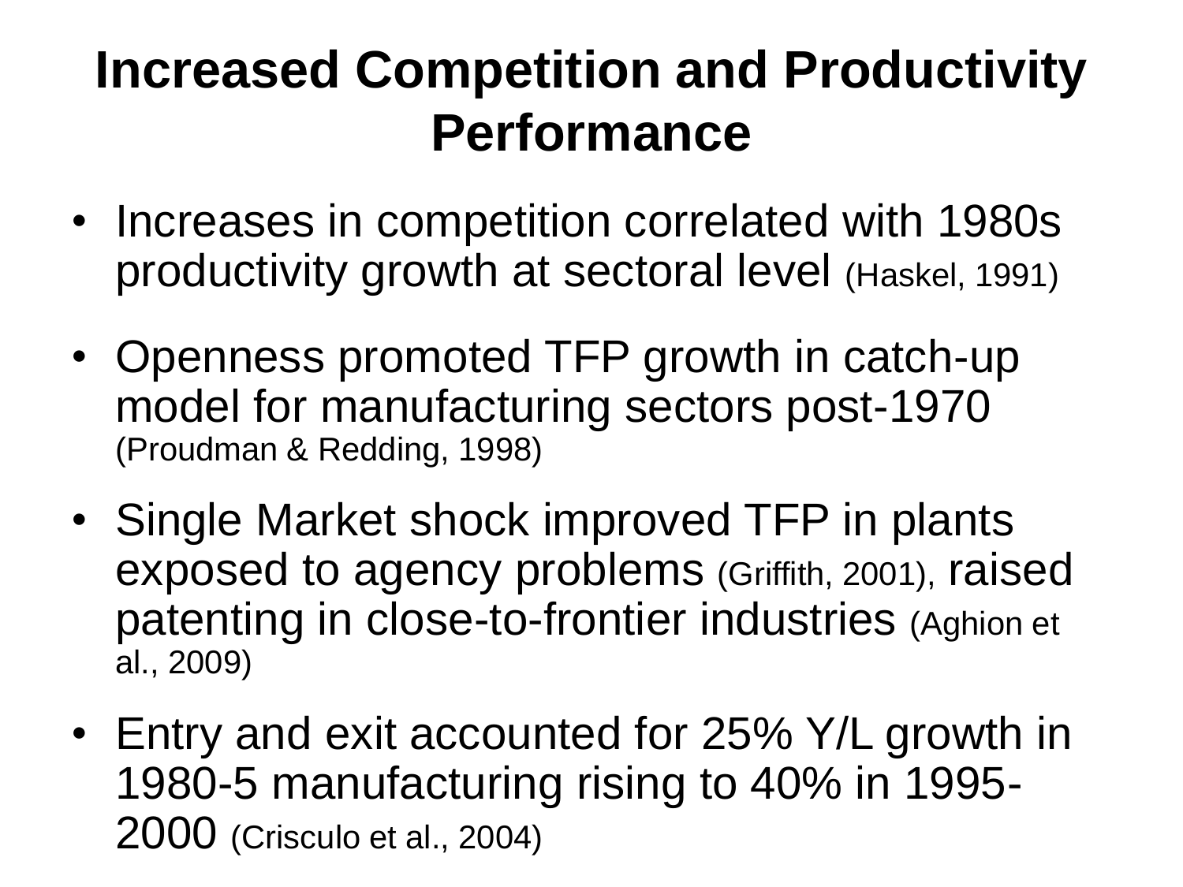# Increased Competition and Productivity Performance

- Increases in competition correlated with 1980s productivity growth at sectoral level (Haskel, 1991)
- Openness promoted TFP growth in catch-up model for manufacturing sectors post-1970 (Proudman & Redding, 1998)
- Single Market shock improved TFP in plants exposed to agency problems (Griffith, 2001), raised patenting in close-to-frontier industries (Aghion et al., 2009)
- Entry and exit accounted for 25% Y/L growth in 1980-5 manufacturing rising to 40% in 1995-2000 (Crisculo et al., 2004)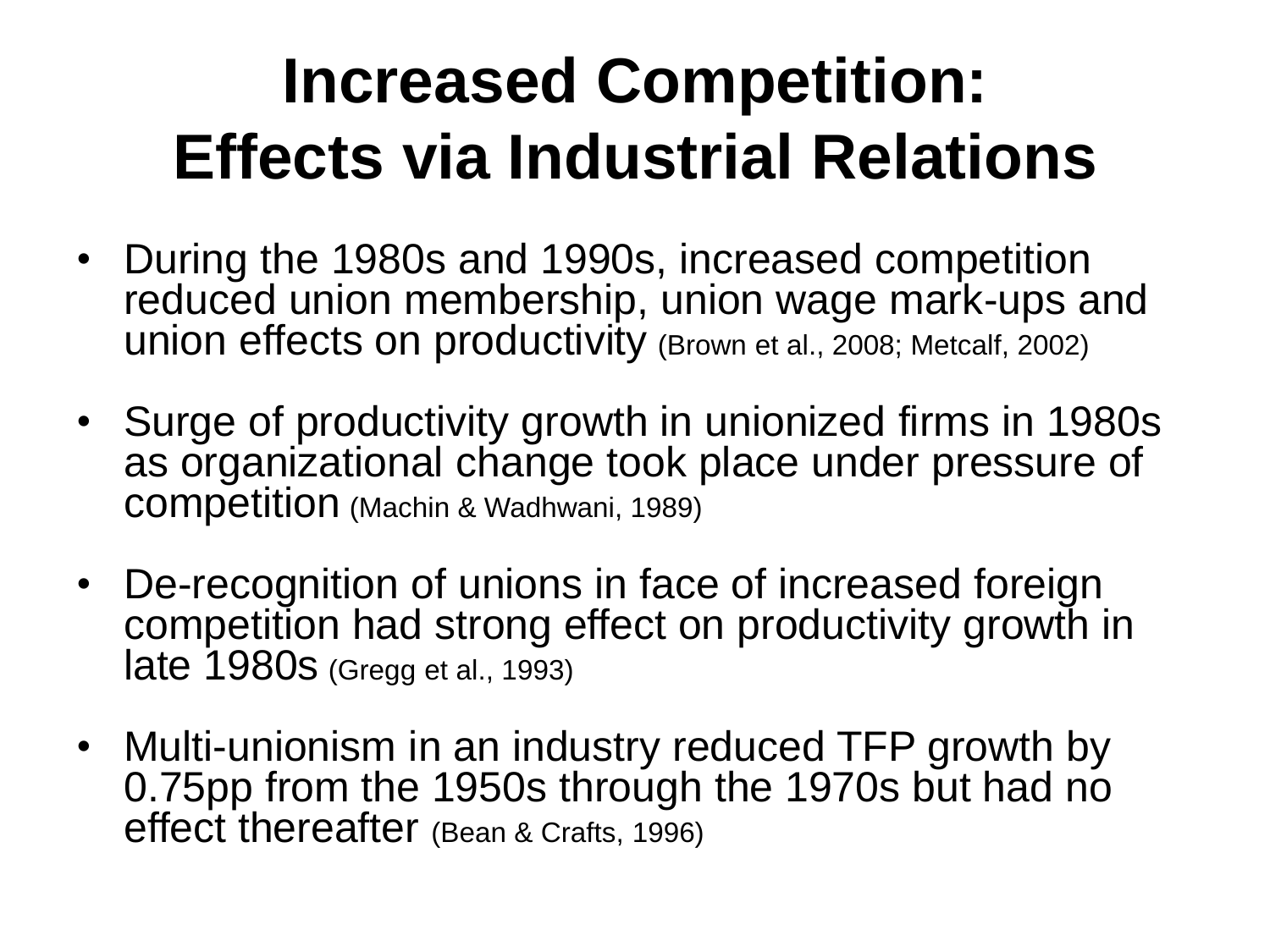# Increased Competition: Effects via Industrial Relations

- During the 1980s and 1990s, increased competition reduced union membership, union wage mark-ups and union effects on productivity (Brown et al., 2008; Metcalf, 2002)

- Surge of productivity growth in unionized firms in 1980s as organizational change took place under pressure of competition (Machin & Wadhwani, 1989)

- De-recognition of unions in face of increased foreign competition had strong effect on productivity growth in late 1980s (Gregg et al., 1993)

- Multi-unionism in an industry reduced TFP growth by 0.75pp from the 1950s through the 1970s but had no effect thereafter (Bean & Crafts, 1996)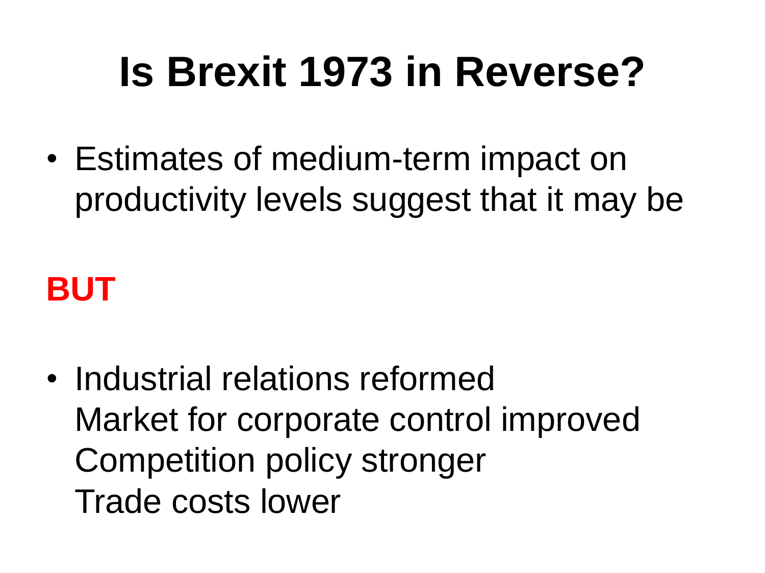# Is Brexit 1973 in Reverse?

- Estimates of medium-term impact on productivity levels suggest that it may be

**BUT**

- Industrial relations reformed
  Market for corporate control improved
  Competition policy stronger
  Trade costs lower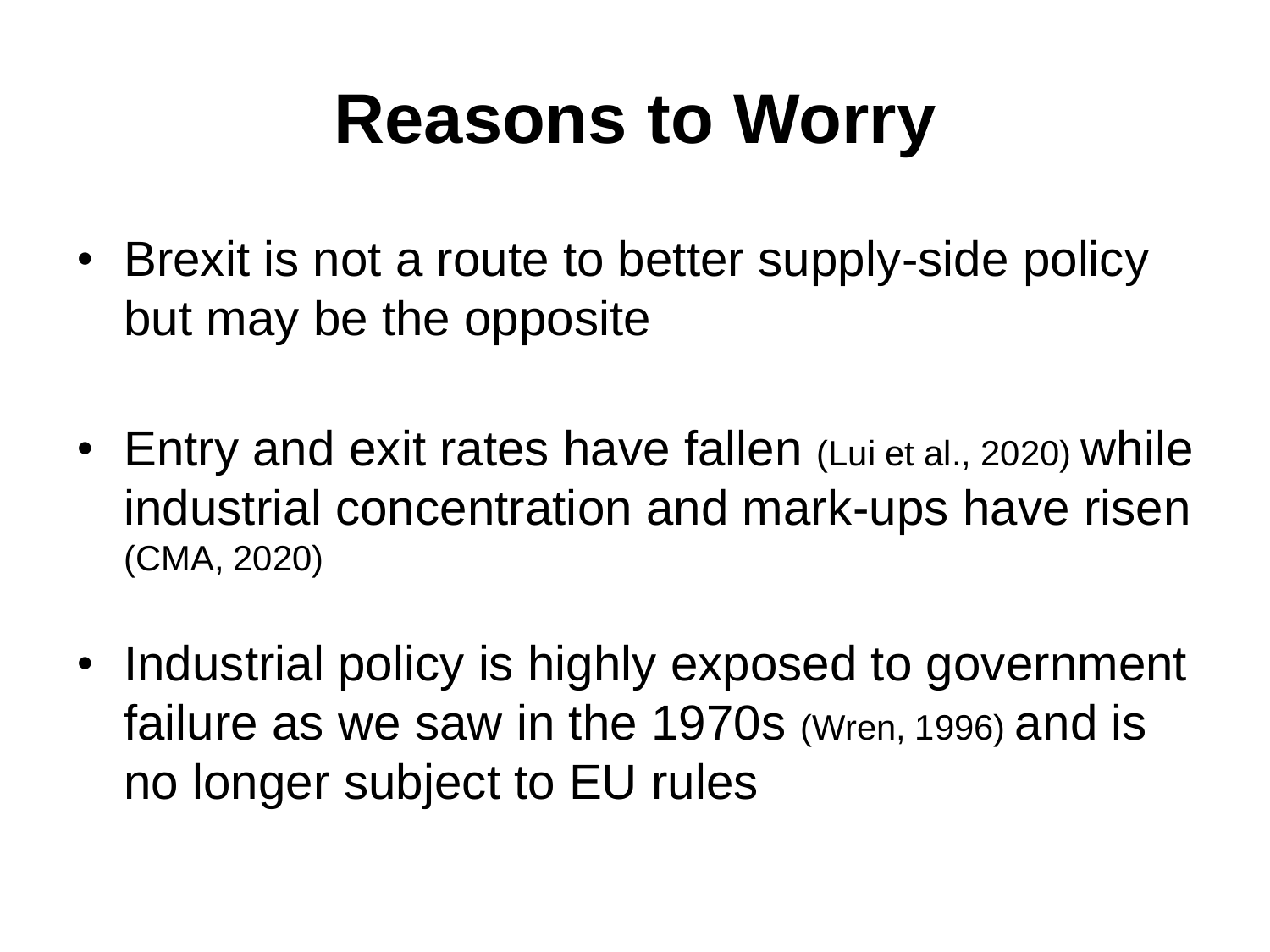# Reasons to Worry

- Brexit is not a route to better supply-side policy but may be the opposite
- Entry and exit rates have fallen (Lui et al., 2020) while industrial concentration and mark-ups have risen (CMA, 2020)
- Industrial policy is highly exposed to government failure as we saw in the 1970s (Wren, 1996) and is no longer subject to EU rules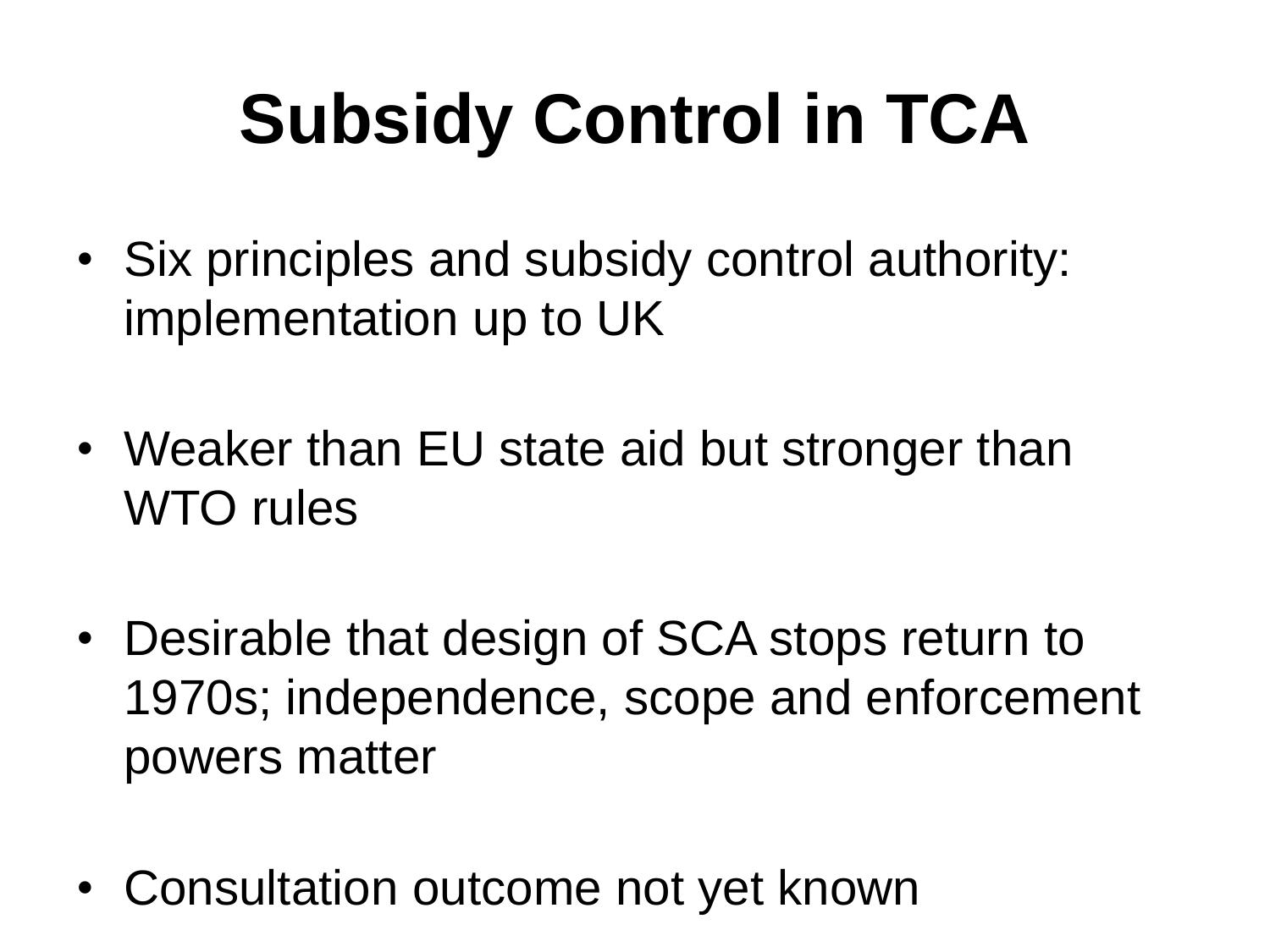# Subsidy Control in TCA

- Six principles and subsidy control authority: implementation up to UK

- Weaker than EU state aid but stronger than WTO rules

- Desirable that design of SCA stops return to 1970s; independence, scope and enforcement powers matter

- Consultation outcome not yet known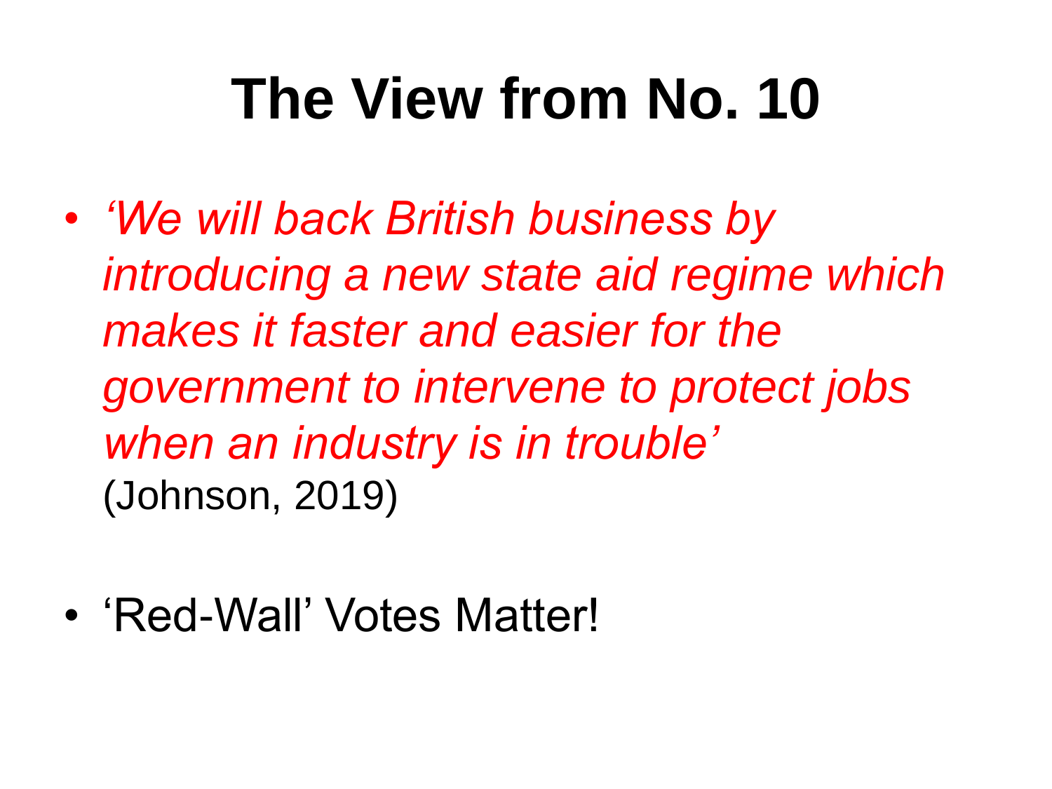# The View from No. 10

- *‘We will back British business by introducing a new state aid regime which makes it faster and easier for the government to intervene to protect jobs when an industry is in trouble’*
  (Johnson, 2019)

- ‘Red-Wall’ Votes Matter!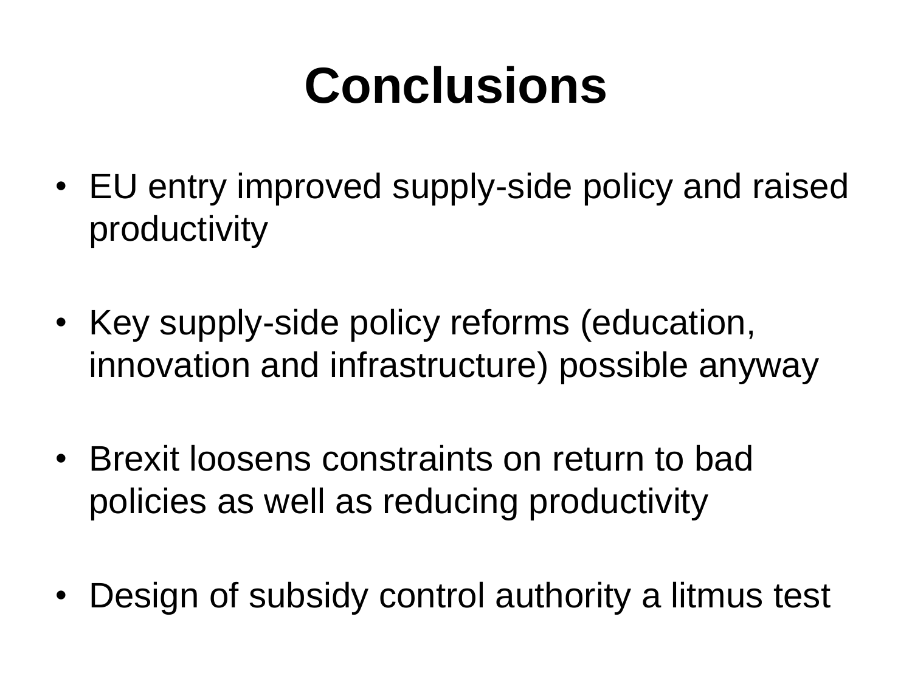# Conclusions

- EU entry improved supply-side policy and raised productivity

- Key supply-side policy reforms (education, innovation and infrastructure) possible anyway

- Brexit loosens constraints on return to bad policies as well as reducing productivity

- Design of subsidy control authority a litmus test